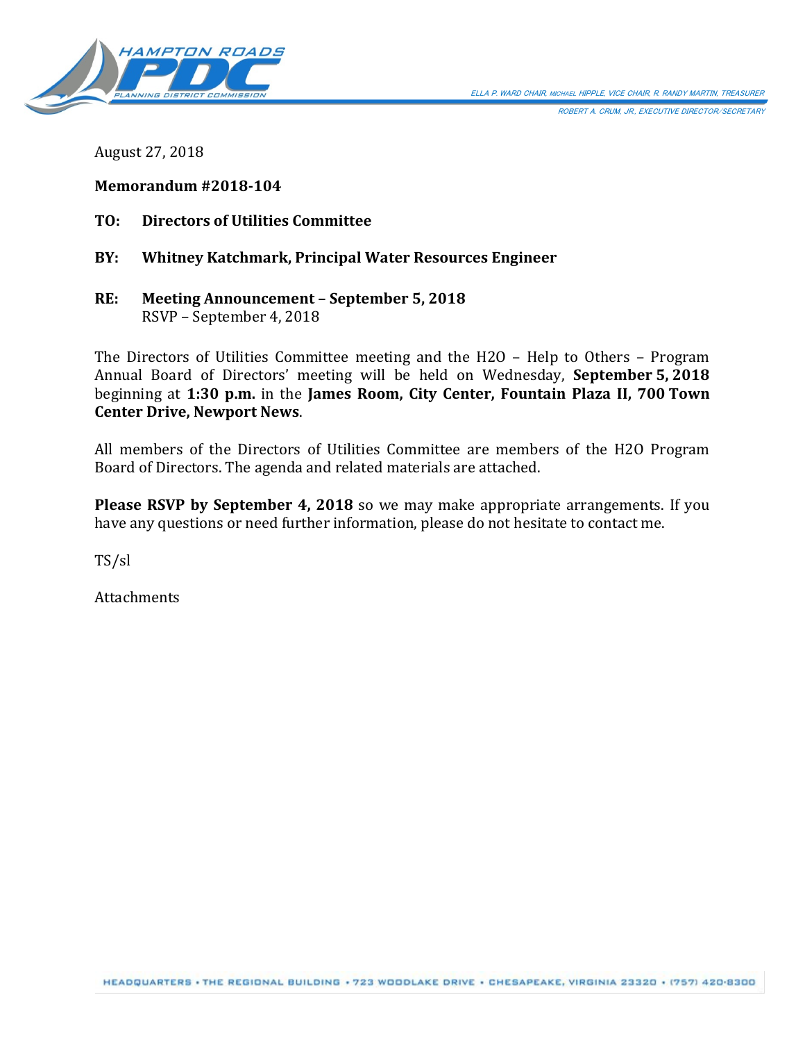HAMPTON ROADS PDC PLANNING DISTRICT COMMISSION

ELLA P. WARD CHAIR, MICHAEL HIPPLE, VICE CHAIR, R. RANDY MARTIN, TREASURER
ROBERT A. CRUM, JR., EXECUTIVE DIRECTOR/SECRETARY

August 27, 2018

**Memorandum #2018-104**

**TO: Directors of Utilities Committee**

**BY: Whitney Katchmark, Principal Water Resources Engineer**

**RE: Meeting Announcement – September 5, 2018**
RSVP – September 4, 2018

The Directors of Utilities Committee meeting and the H2O – Help to Others – Program Annual Board of Directors' meeting will be held on Wednesday, **September 5, 2018** beginning at **1:30 p.m.** in the **James Room, City Center, Fountain Plaza II, 700 Town Center Drive, Newport News**.

All members of the Directors of Utilities Committee are members of the H2O Program Board of Directors. The agenda and related materials are attached.

**Please RSVP by September 4, 2018** so we may make appropriate arrangements. If you have any questions or need further information, please do not hesitate to contact me.

TS/sl

Attachments

HEADQUARTERS • THE REGIONAL BUILDING • 723 WOODLAKE DRIVE • CHESAPEAKE, VIRGINIA 23320 • (757) 420-8300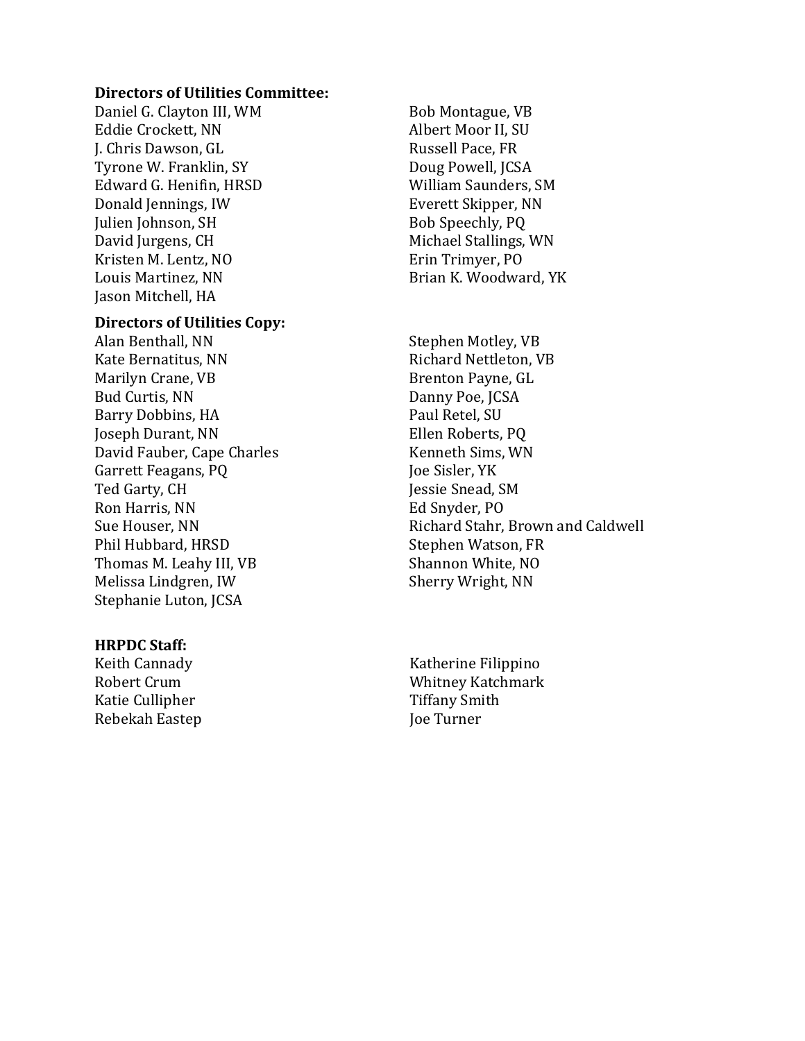**Directors of Utilities Committee:**

Daniel G. Clayton III, WM
Eddie Crockett, NN
J. Chris Dawson, GL
Tyrone W. Franklin, SY
Edward G. Henifin, HRSD
Donald Jennings, IW
Julien Johnson, SH
David Jurgens, CH
Kristen M. Lentz, NO
Louis Martinez, NN
Jason Mitchell, HA
Bob Montague, VB
Albert Moor II, SU
Russell Pace, FR
Doug Powell, JCSA
William Saunders, SM
Everett Skipper, NN
Bob Speechly, PQ
Michael Stallings, WN
Erin Trimyer, PO
Brian K. Woodward, YK

**Directors of Utilities Copy:**

Alan Benthall, NN
Kate Bernatitus, NN
Marilyn Crane, VB
Bud Curtis, NN
Barry Dobbins, HA
Joseph Durant, NN
David Fauber, Cape Charles
Garrett Feagans, PQ
Ted Garty, CH
Ron Harris, NN
Sue Houser, NN
Phil Hubbard, HRSD
Thomas M. Leahy III, VB
Melissa Lindgren, IW
Stephanie Luton, JCSA
Stephen Motley, VB
Richard Nettleton, VB
Brenton Payne, GL
Danny Poe, JCSA
Paul Retel, SU
Ellen Roberts, PQ
Kenneth Sims, WN
Joe Sisler, YK
Jessie Snead, SM
Ed Snyder, PO
Richard Stahr, Brown and Caldwell
Stephen Watson, FR
Shannon White, NO
Sherry Wright, NN

**HRPDC Staff:**

Keith Cannady
Robert Crum
Katie Cullipher
Rebekah Eastep
Katherine Filippino
Whitney Katchmark
Tiffany Smith
Joe Turner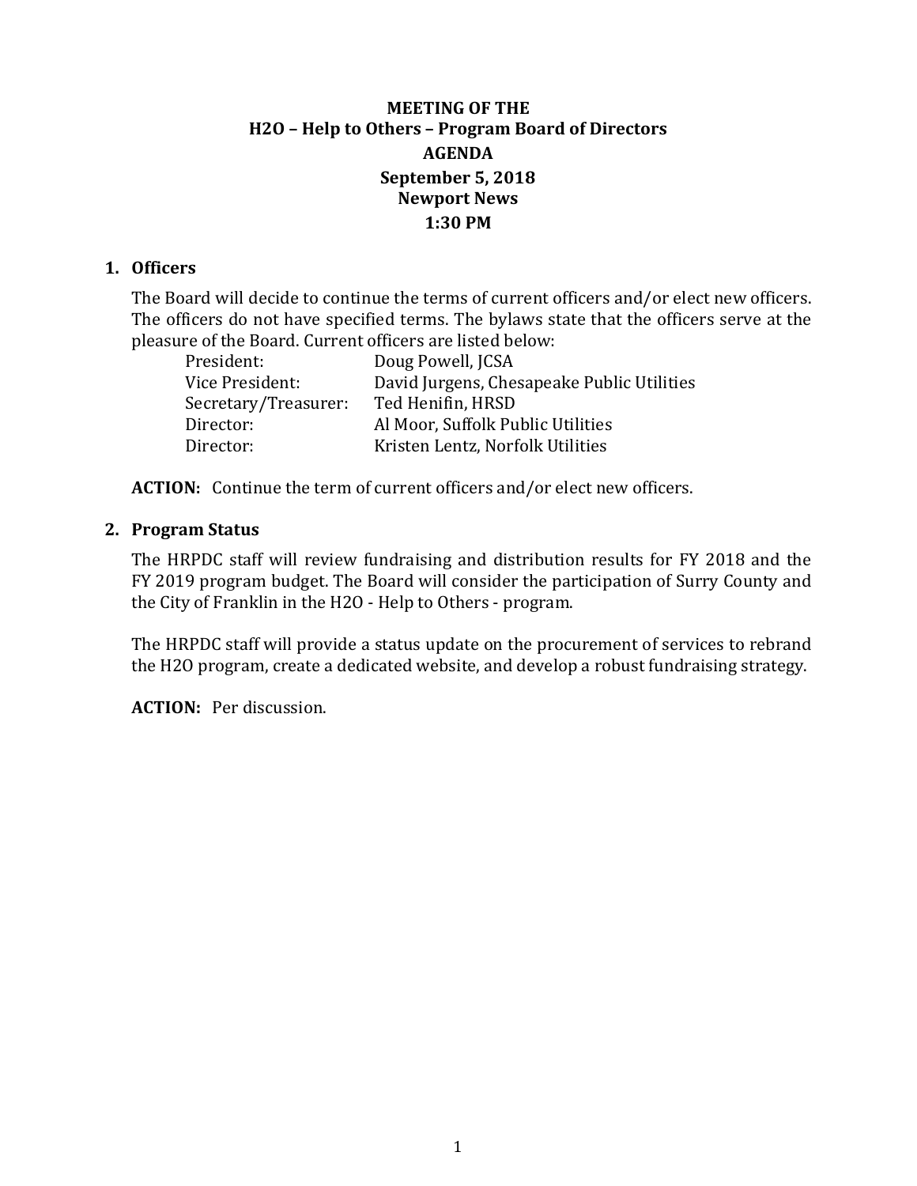**MEETING OF THE**
**H2O – Help to Others – Program Board of Directors**
**AGENDA**
**September 5, 2018**
**Newport News**
**1:30 PM**

## 1. Officers

The Board will decide to continue the terms of current officers and/or elect new officers. The officers do not have specified terms. The bylaws state that the officers serve at the pleasure of the Board. Current officers are listed below:

| | |
|---|---|
| President: | Doug Powell, JCSA |
| Vice President: | David Jurgens, Chesapeake Public Utilities |
| Secretary/Treasurer: | Ted Henifin, HRSD |
| Director: | Al Moor, Suffolk Public Utilities |
| Director: | Kristen Lentz, Norfolk Utilities |

**ACTION:** Continue the term of current officers and/or elect new officers.

## 2. Program Status

The HRPDC staff will review fundraising and distribution results for FY 2018 and the FY 2019 program budget. The Board will consider the participation of Surry County and the City of Franklin in the H2O - Help to Others - program.

The HRPDC staff will provide a status update on the procurement of services to rebrand the H2O program, create a dedicated website, and develop a robust fundraising strategy.

**ACTION:** Per discussion.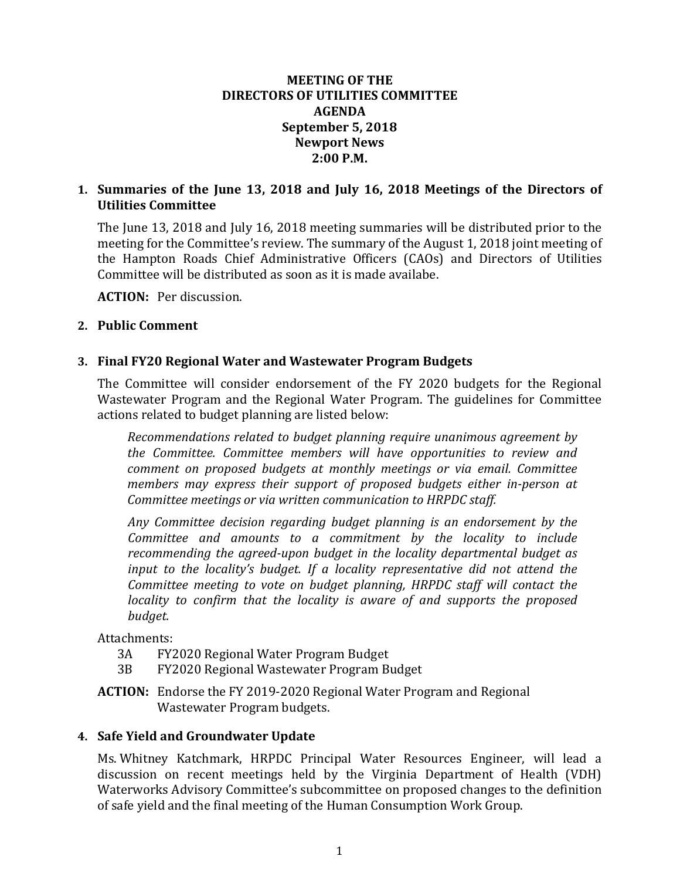**MEETING OF THE**
**DIRECTORS OF UTILITIES COMMITTEE**
**AGENDA**
**September 5, 2018**
**Newport News**
**2:00 P.M.**

## 1. Summaries of the June 13, 2018 and July 16, 2018 Meetings of the Directors of Utilities Committee

The June 13, 2018 and July 16, 2018 meeting summaries will be distributed prior to the meeting for the Committee's review. The summary of the August 1, 2018 joint meeting of the Hampton Roads Chief Administrative Officers (CAOs) and Directors of Utilities Committee will be distributed as soon as it is made availabe.

**ACTION:** Per discussion.

## 2. Public Comment

## 3. Final FY20 Regional Water and Wastewater Program Budgets

The Committee will consider endorsement of the FY 2020 budgets for the Regional Wastewater Program and the Regional Water Program. The guidelines for Committee actions related to budget planning are listed below:

> *Recommendations related to budget planning require unanimous agreement by the Committee. Committee members will have opportunities to review and comment on proposed budgets at monthly meetings or via email. Committee members may express their support of proposed budgets either in-person at Committee meetings or via written communication to HRPDC staff.*
>
> *Any Committee decision regarding budget planning is an endorsement by the Committee and amounts to a commitment by the locality to include recommending the agreed-upon budget in the locality departmental budget as input to the locality's budget. If a locality representative did not attend the Committee meeting to vote on budget planning, HRPDC staff will contact the locality to confirm that the locality is aware of and supports the proposed budget.*

Attachments:

- 3A FY2020 Regional Water Program Budget
- 3B FY2020 Regional Wastewater Program Budget

**ACTION:** Endorse the FY 2019-2020 Regional Water Program and Regional Wastewater Program budgets.

## 4. Safe Yield and Groundwater Update

Ms. Whitney Katchmark, HRPDC Principal Water Resources Engineer, will lead a discussion on recent meetings held by the Virginia Department of Health (VDH) Waterworks Advisory Committee's subcommittee on proposed changes to the definition of safe yield and the final meeting of the Human Consumption Work Group.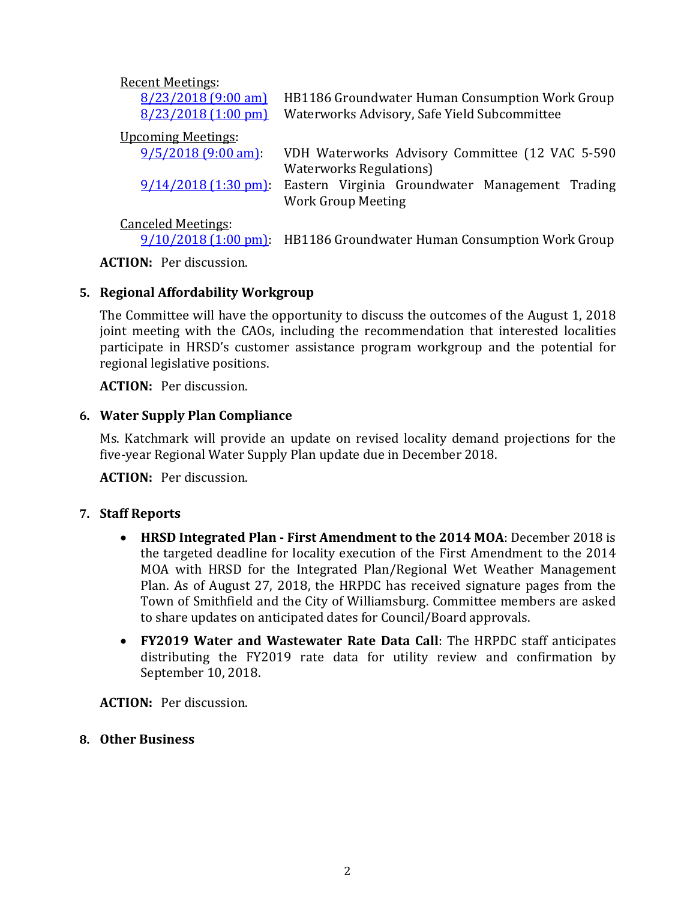Recent Meetings:

| | |
|---|---|
| 8/23/2018 (9:00 am) | HB1186 Groundwater Human Consumption Work Group |
| 8/23/2018 (1:00 pm) | Waterworks Advisory, Safe Yield Subcommittee |

Upcoming Meetings:

| | |
|---|---|
| 9/5/2018 (9:00 am): | VDH Waterworks Advisory Committee (12 VAC 5-590 Waterworks Regulations) |
| 9/14/2018 (1:30 pm): | Eastern Virginia Groundwater Management Trading Work Group Meeting |

Canceled Meetings:

| | |
|---|---|
| 9/10/2018 (1:00 pm): | HB1186 Groundwater Human Consumption Work Group |

**ACTION:** Per discussion.

**5. Regional Affordability Workgroup**

The Committee will have the opportunity to discuss the outcomes of the August 1, 2018 joint meeting with the CAOs, including the recommendation that interested localities participate in HRSD's customer assistance program workgroup and the potential for regional legislative positions.

**ACTION:** Per discussion.

**6. Water Supply Plan Compliance**

Ms. Katchmark will provide an update on revised locality demand projections for the five-year Regional Water Supply Plan update due in December 2018.

**ACTION:** Per discussion.

**7. Staff Reports**

- **HRSD Integrated Plan - First Amendment to the 2014 MOA**: December 2018 is the targeted deadline for locality execution of the First Amendment to the 2014 MOA with HRSD for the Integrated Plan/Regional Wet Weather Management Plan. As of August 27, 2018, the HRPDC has received signature pages from the Town of Smithfield and the City of Williamsburg. Committee members are asked to share updates on anticipated dates for Council/Board approvals.
- **FY2019 Water and Wastewater Rate Data Call**: The HRPDC staff anticipates distributing the FY2019 rate data for utility review and confirmation by September 10, 2018.

**ACTION:** Per discussion.

**8. Other Business**